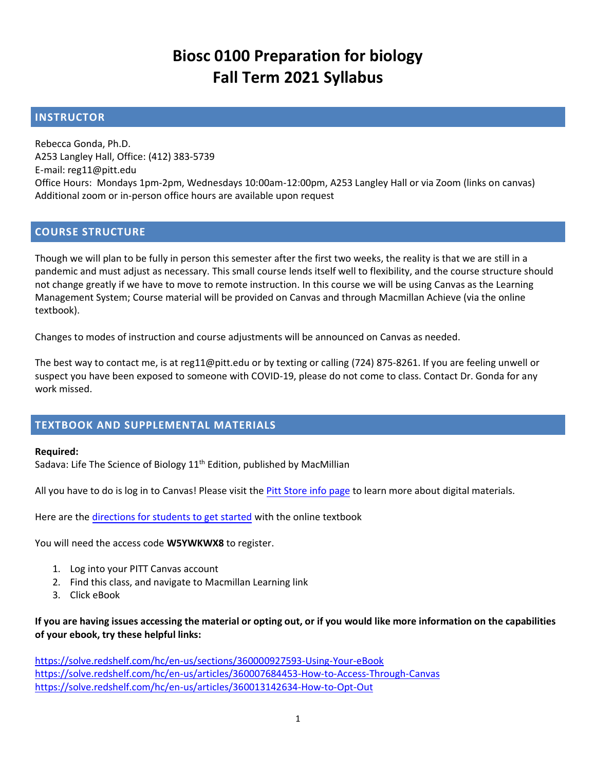# Biosc 0100 Preparation for biology
# Fall Term 2021 Syllabus

## INSTRUCTOR

Rebecca Gonda, Ph.D.
A253 Langley Hall, Office: (412) 383-5739
E-mail: reg11@pitt.edu
Office Hours: Mondays 1pm-2pm, Wednesdays 10:00am-12:00pm, A253 Langley Hall or via Zoom (links on canvas)
Additional zoom or in-person office hours are available upon request

## COURSE STRUCTURE

Though we will plan to be fully in person this semester after the first two weeks, the reality is that we are still in a pandemic and must adjust as necessary. This small course lends itself well to flexibility, and the course structure should not change greatly if we have to move to remote instruction. In this course we will be using Canvas as the Learning Management System; Course material will be provided on Canvas and through Macmillan Achieve (via the online textbook).

Changes to modes of instruction and course adjustments will be announced on Canvas as needed.

The best way to contact me, is at reg11@pitt.edu or by texting or calling (724) 875-8261. If you are feeling unwell or suspect you have been exposed to someone with COVID-19, please do not come to class. Contact Dr. Gonda for any work missed.

## TEXTBOOK AND SUPPLEMENTAL MATERIALS

**Required:**
Sadava: Life The Science of Biology 11th Edition, published by MacMillian

All you have to do is log in to Canvas! Please visit the Pitt Store info page to learn more about digital materials.

Here are the directions for students to get started with the online textbook

You will need the access code **W5YWKWX8** to register.

1. Log into your PITT Canvas account
2. Find this class, and navigate to Macmillan Learning link
3. Click eBook

**If you are having issues accessing the material or opting out, or if you would like more information on the capabilities of your ebook, try these helpful links:**

https://solve.redshelf.com/hc/en-us/sections/360000927593-Using-Your-eBook
https://solve.redshelf.com/hc/en-us/articles/360007684453-How-to-Access-Through-Canvas
https://solve.redshelf.com/hc/en-us/articles/360013142634-How-to-Opt-Out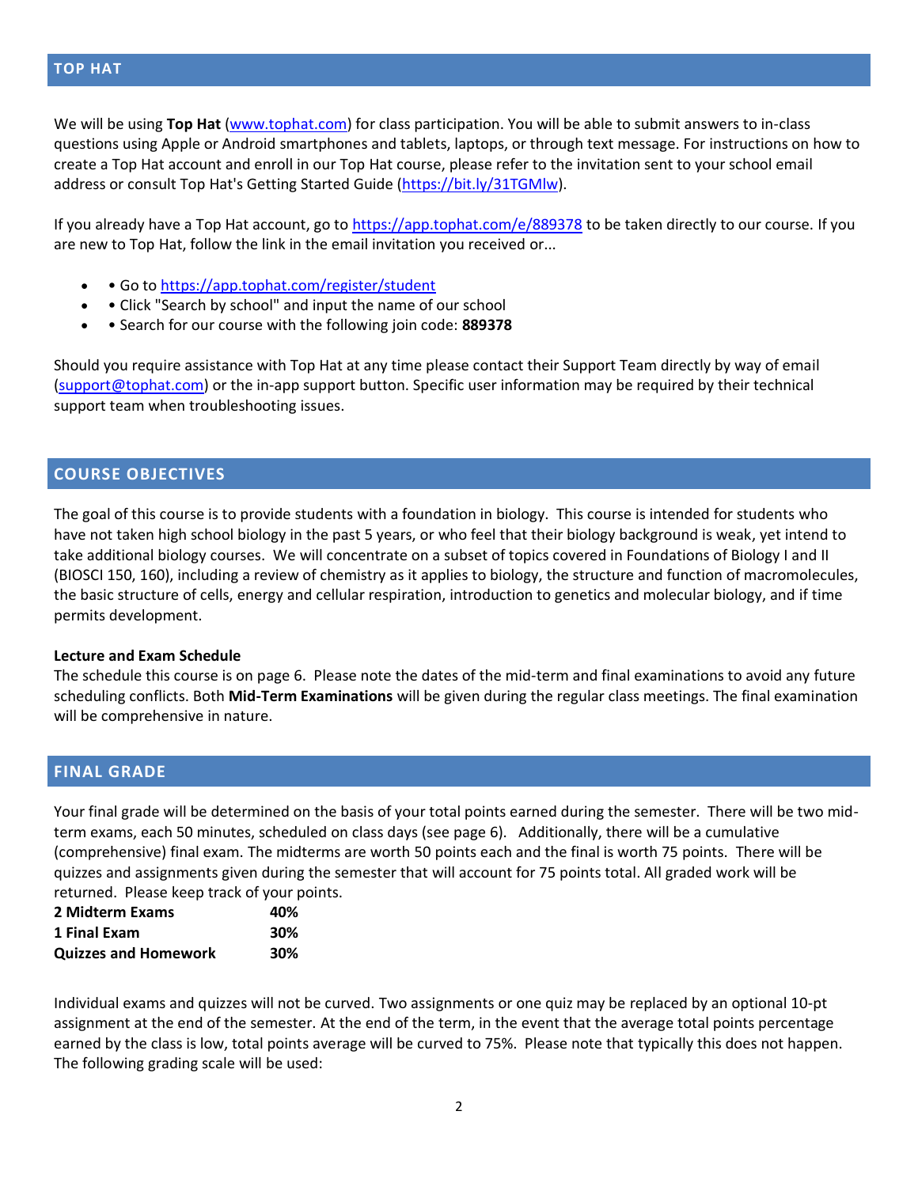## TOP HAT

We will be using **Top Hat** (www.tophat.com) for class participation. You will be able to submit answers to in-class questions using Apple or Android smartphones and tablets, laptops, or through text message. For instructions on how to create a Top Hat account and enroll in our Top Hat course, please refer to the invitation sent to your school email address or consult Top Hat's Getting Started Guide (https://bit.ly/31TGMlw).

If you already have a Top Hat account, go to https://app.tophat.com/e/889378 to be taken directly to our course. If you are new to Top Hat, follow the link in the email invitation you received or...

- • Go to https://app.tophat.com/register/student
- • Click "Search by school" and input the name of our school
- • Search for our course with the following join code: **889378**

Should you require assistance with Top Hat at any time please contact their Support Team directly by way of email (support@tophat.com) or the in-app support button. Specific user information may be required by their technical support team when troubleshooting issues.

## COURSE OBJECTIVES

The goal of this course is to provide students with a foundation in biology. This course is intended for students who have not taken high school biology in the past 5 years, or who feel that their biology background is weak, yet intend to take additional biology courses. We will concentrate on a subset of topics covered in Foundations of Biology I and II (BIOSCI 150, 160), including a review of chemistry as it applies to biology, the structure and function of macromolecules, the basic structure of cells, energy and cellular respiration, introduction to genetics and molecular biology, and if time permits development.

**Lecture and Exam Schedule**

The schedule this course is on page 6. Please note the dates of the mid-term and final examinations to avoid any future scheduling conflicts. Both **Mid-Term Examinations** will be given during the regular class meetings. The final examination will be comprehensive in nature.

## FINAL GRADE

Your final grade will be determined on the basis of your total points earned during the semester. There will be two mid-term exams, each 50 minutes, scheduled on class days (see page 6). Additionally, there will be a cumulative (comprehensive) final exam. The midterms are worth 50 points each and the final is worth 75 points. There will be quizzes and assignments given during the semester that will account for 75 points total. All graded work will be returned. Please keep track of your points.

| | |
|---|---|
| **2 Midterm Exams** | **40%** |
| **1 Final Exam** | **30%** |
| **Quizzes and Homework** | **30%** |

Individual exams and quizzes will not be curved. Two assignments or one quiz may be replaced by an optional 10-pt assignment at the end of the semester. At the end of the term, in the event that the average total points percentage earned by the class is low, total points average will be curved to 75%. Please note that typically this does not happen. The following grading scale will be used: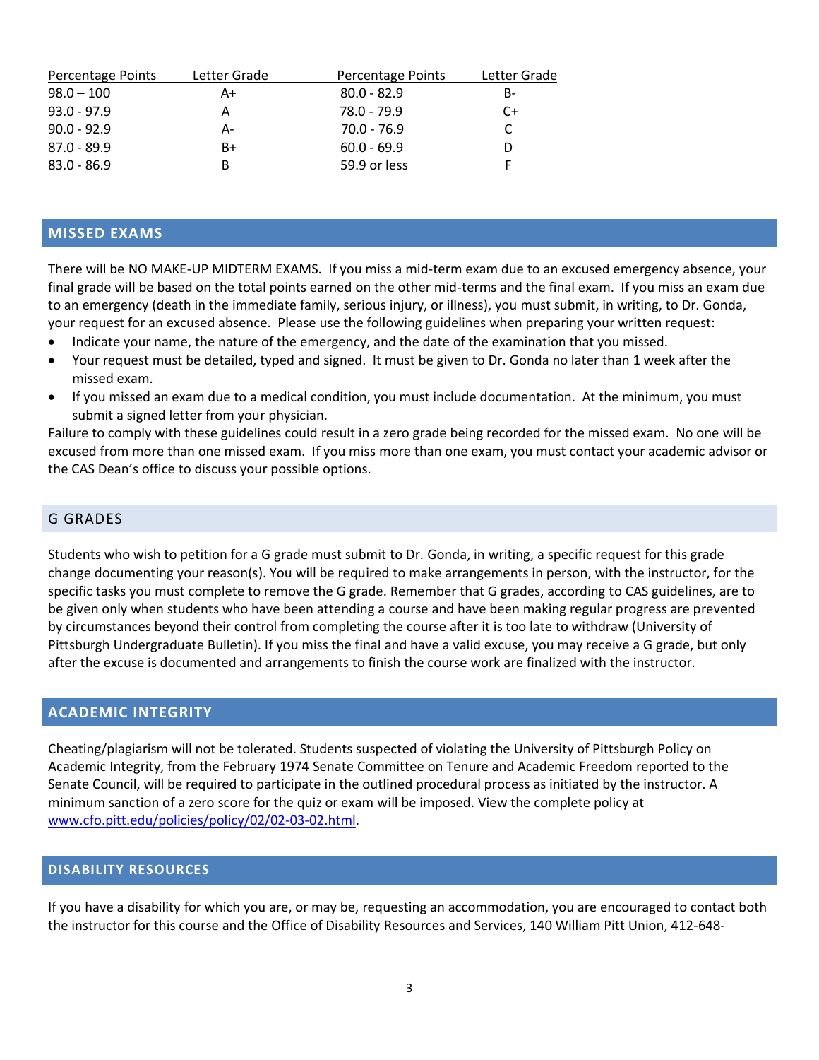| Percentage Points | Letter Grade | Percentage Points | Letter Grade |
|---|---|---|---|
| 98.0 – 100 | A+ | 80.0 - 82.9 | B- |
| 93.0 - 97.9 | A | 78.0 - 79.9 | C+ |
| 90.0 - 92.9 | A- | 70.0 - 76.9 | C |
| 87.0 - 89.9 | B+ | 60.0 - 69.9 | D |
| 83.0 - 86.9 | B | 59.9 or less | F |

## MISSED EXAMS

There will be NO MAKE-UP MIDTERM EXAMS. If you miss a mid-term exam due to an excused emergency absence, your final grade will be based on the total points earned on the other mid-terms and the final exam. If you miss an exam due to an emergency (death in the immediate family, serious injury, or illness), you must submit, in writing, to Dr. Gonda, your request for an excused absence. Please use the following guidelines when preparing your written request:

- Indicate your name, the nature of the emergency, and the date of the examination that you missed.
- Your request must be detailed, typed and signed. It must be given to Dr. Gonda no later than 1 week after the missed exam.
- If you missed an exam due to a medical condition, you must include documentation. At the minimum, you must submit a signed letter from your physician.

Failure to comply with these guidelines could result in a zero grade being recorded for the missed exam. No one will be excused from more than one missed exam. If you miss more than one exam, you must contact your academic advisor or the CAS Dean's office to discuss your possible options.

## G GRADES

Students who wish to petition for a G grade must submit to Dr. Gonda, in writing, a specific request for this grade change documenting your reason(s). You will be required to make arrangements in person, with the instructor, for the specific tasks you must complete to remove the G grade. Remember that G grades, according to CAS guidelines, are to be given only when students who have been attending a course and have been making regular progress are prevented by circumstances beyond their control from completing the course after it is too late to withdraw (University of Pittsburgh Undergraduate Bulletin). If you miss the final and have a valid excuse, you may receive a G grade, but only after the excuse is documented and arrangements to finish the course work are finalized with the instructor.

## ACADEMIC INTEGRITY

Cheating/plagiarism will not be tolerated. Students suspected of violating the University of Pittsburgh Policy on Academic Integrity, from the February 1974 Senate Committee on Tenure and Academic Freedom reported to the Senate Council, will be required to participate in the outlined procedural process as initiated by the instructor. A minimum sanction of a zero score for the quiz or exam will be imposed. View the complete policy at [www.cfo.pitt.edu/policies/policy/02/02-03-02.html](www.cfo.pitt.edu/policies/policy/02/02-03-02.html).

## DISABILITY RESOURCES

If you have a disability for which you are, or may be, requesting an accommodation, you are encouraged to contact both the instructor for this course and the Office of Disability Resources and Services, 140 William Pitt Union, 412-648-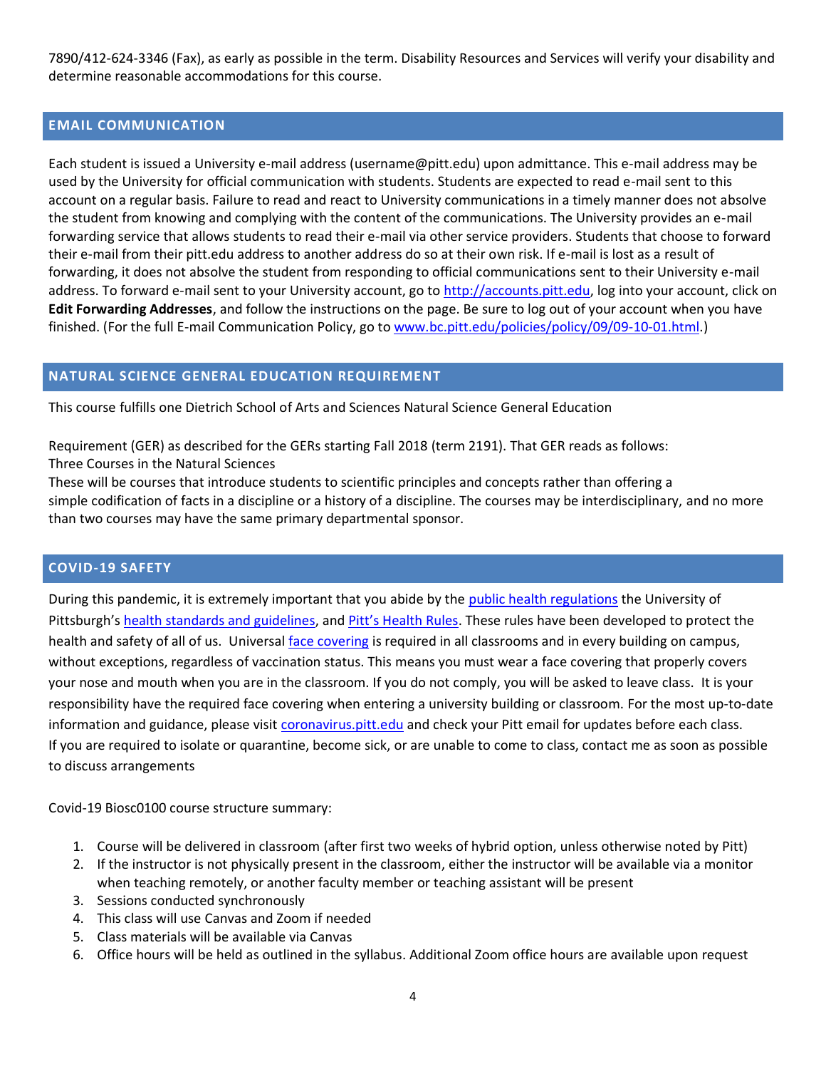7890/412-624-3346 (Fax), as early as possible in the term. Disability Resources and Services will verify your disability and determine reasonable accommodations for this course.

## EMAIL COMMUNICATION

Each student is issued a University e-mail address (username@pitt.edu) upon admittance. This e-mail address may be used by the University for official communication with students. Students are expected to read e-mail sent to this account on a regular basis. Failure to read and react to University communications in a timely manner does not absolve the student from knowing and complying with the content of the communications. The University provides an e-mail forwarding service that allows students to read their e-mail via other service providers. Students that choose to forward their e-mail from their pitt.edu address to another address do so at their own risk. If e-mail is lost as a result of forwarding, it does not absolve the student from responding to official communications sent to their University e-mail address. To forward e-mail sent to your University account, go to [http://accounts.pitt.edu](http://accounts.pitt.edu), log into your account, click on **Edit Forwarding Addresses**, and follow the instructions on the page. Be sure to log out of your account when you have finished. (For the full E-mail Communication Policy, go to [www.bc.pitt.edu/policies/policy/09/09-10-01.html](www.bc.pitt.edu/policies/policy/09/09-10-01.html).)

## NATURAL SCIENCE GENERAL EDUCATION REQUIREMENT

This course fulfills one Dietrich School of Arts and Sciences Natural Science General Education

Requirement (GER) as described for the GERs starting Fall 2018 (term 2191). That GER reads as follows:
Three Courses in the Natural Sciences
These will be courses that introduce students to scientific principles and concepts rather than offering a simple codification of facts in a discipline or a history of a discipline. The courses may be interdisciplinary, and no more than two courses may have the same primary departmental sponsor.

## COVID-19 SAFETY

During this pandemic, it is extremely important that you abide by the public health regulations the University of Pittsburgh's health standards and guidelines, and Pitt's Health Rules. These rules have been developed to protect the health and safety of all of us. Universal face covering is required in all classrooms and in every building on campus, without exceptions, regardless of vaccination status. This means you must wear a face covering that properly covers your nose and mouth when you are in the classroom. If you do not comply, you will be asked to leave class. It is your responsibility have the required face covering when entering a university building or classroom. For the most up-to-date information and guidance, please visit coronavirus.pitt.edu and check your Pitt email for updates before each class. If you are required to isolate or quarantine, become sick, or are unable to come to class, contact me as soon as possible to discuss arrangements

Covid-19 Biosc0100 course structure summary:

1. Course will be delivered in classroom (after first two weeks of hybrid option, unless otherwise noted by Pitt)
2. If the instructor is not physically present in the classroom, either the instructor will be available via a monitor when teaching remotely, or another faculty member or teaching assistant will be present
3. Sessions conducted synchronously
4. This class will use Canvas and Zoom if needed
5. Class materials will be available via Canvas
6. Office hours will be held as outlined in the syllabus. Additional Zoom office hours are available upon request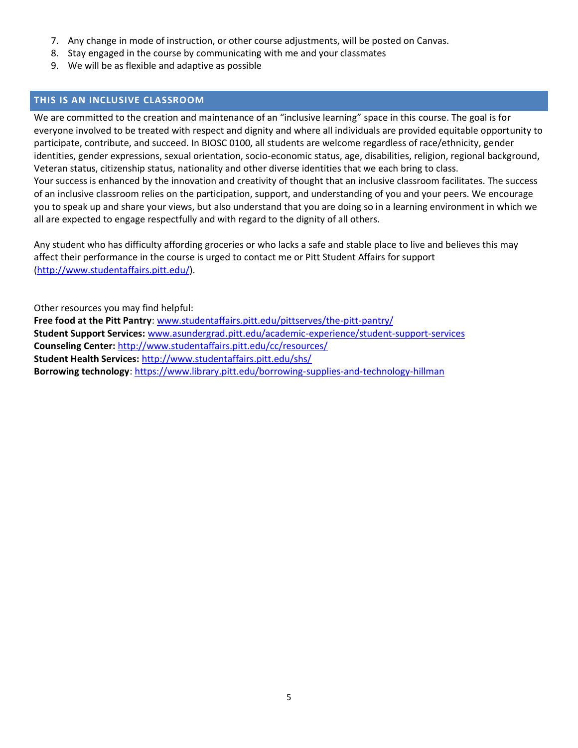7. Any change in mode of instruction, or other course adjustments, will be posted on Canvas.
8. Stay engaged in the course by communicating with me and your classmates
9. We will be as flexible and adaptive as possible

## THIS IS AN INCLUSIVE CLASSROOM

We are committed to the creation and maintenance of an "inclusive learning" space in this course. The goal is for everyone involved to be treated with respect and dignity and where all individuals are provided equitable opportunity to participate, contribute, and succeed. In BIOSC 0100, all students are welcome regardless of race/ethnicity, gender identities, gender expressions, sexual orientation, socio-economic status, age, disabilities, religion, regional background, Veteran status, citizenship status, nationality and other diverse identities that we each bring to class.
Your success is enhanced by the innovation and creativity of thought that an inclusive classroom facilitates. The success of an inclusive classroom relies on the participation, support, and understanding of you and your peers. We encourage you to speak up and share your views, but also understand that you are doing so in a learning environment in which we all are expected to engage respectfully and with regard to the dignity of all others.

Any student who has difficulty affording groceries or who lacks a safe and stable place to live and believes this may affect their performance in the course is urged to contact me or Pitt Student Affairs for support (http://www.studentaffairs.pitt.edu/).

Other resources you may find helpful:
**Free food at the Pitt Pantry**: www.studentaffairs.pitt.edu/pittserves/the-pitt-pantry/
**Student Support Services:** www.asundergrad.pitt.edu/academic-experience/student-support-services
**Counseling Center:** http://www.studentaffairs.pitt.edu/cc/resources/
**Student Health Services:** http://www.studentaffairs.pitt.edu/shs/
**Borrowing technology**: https://www.library.pitt.edu/borrowing-supplies-and-technology-hillman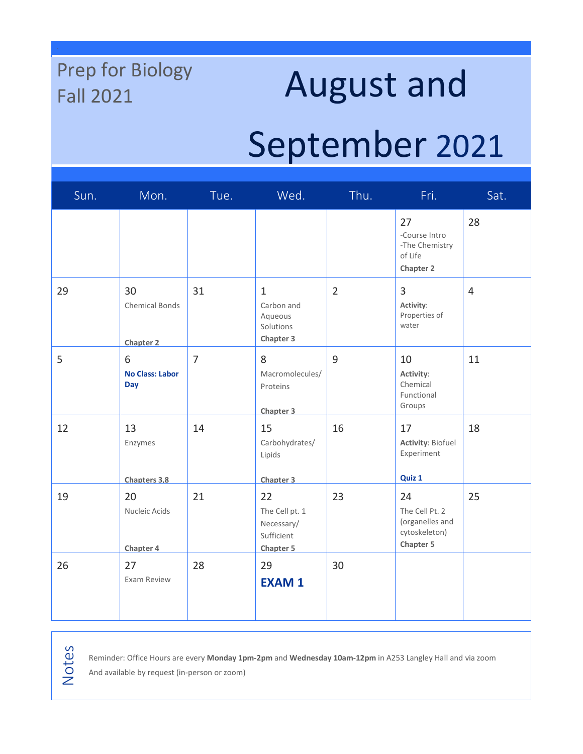Prep for Biology
Fall 2021

# August and September 2021

| Sun. | Mon. | Tue. | Wed. | Thu. | Fri. | Sat. |
|---|---|---|---|---|---|---|
| | | | | | 27 -Course Intro -The Chemistry of Life **Chapter 2** | 28 |
| 29 | 30 Chemical Bonds **Chapter 2** | 31 | 1 Carbon and Aqueous Solutions **Chapter 3** | 2 | 3 **Activity**: Properties of water | 4 |
| 5 | 6 **No Class: Labor Day** | 7 | 8 Macromolecules/ Proteins **Chapter 3** | 9 | 10 **Activity**: Chemical Functional Groups | 11 |
| 12 | 13 Enzymes **Chapters 3,8** | 14 | 15 Carbohydrates/ Lipids **Chapter 3** | 16 | 17 **Activity**: Biofuel Experiment **Quiz 1** | 18 |
| 19 | 20 Nucleic Acids **Chapter 4** | 21 | 22 The Cell pt. 1 Necessary/ Sufficient **Chapter 5** | 23 | 24 The Cell Pt. 2 (organelles and cytoskeleton) **Chapter 5** | 25 |
| 26 | 27 Exam Review | 28 | 29 **EXAM 1** | 30 | | |

**Notes**

Reminder: Office Hours are every **Monday 1pm-2pm** and **Wednesday 10am-12pm** in A253 Langley Hall and via zoom
And available by request (in-person or zoom)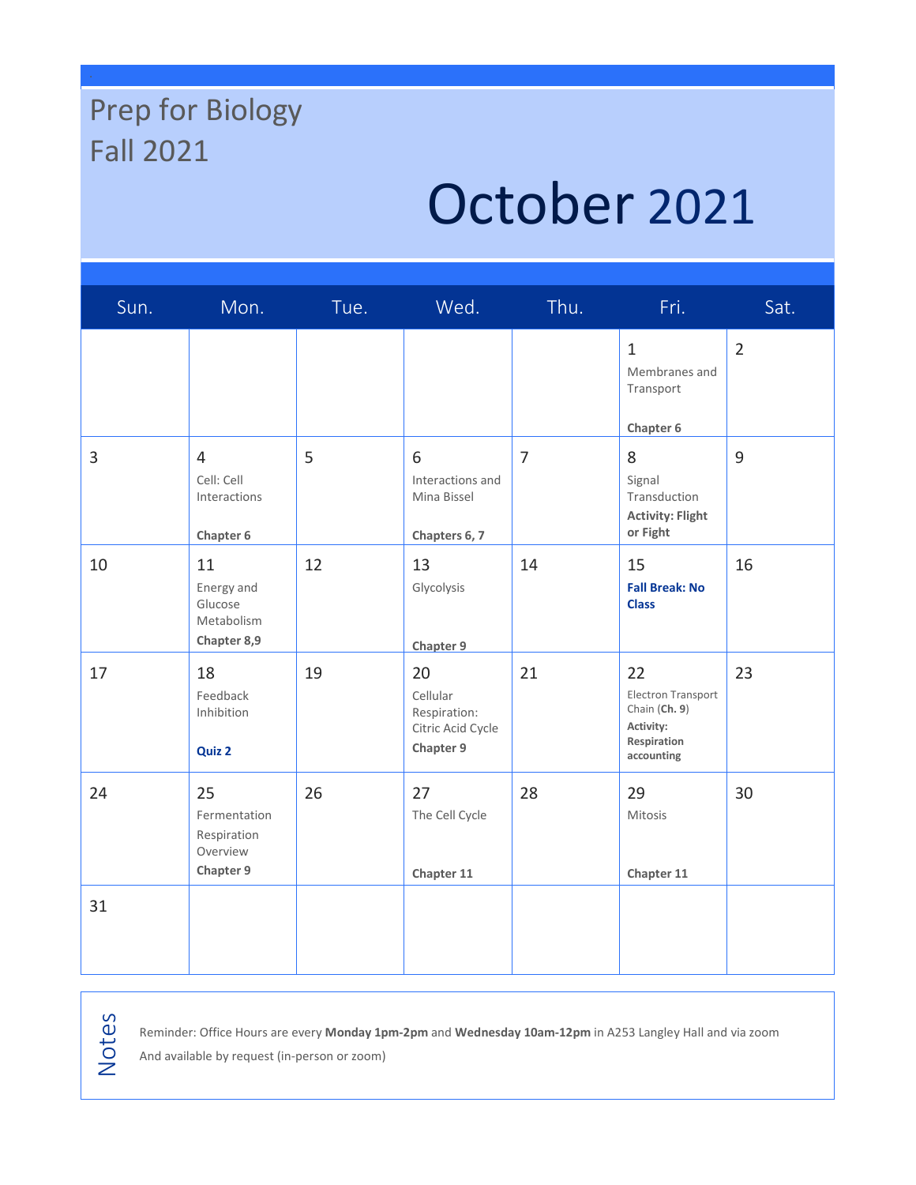# Prep for Biology
# Fall 2021

## October 2021

| Sun. | Mon. | Tue. | Wed. | Thu. | Fri. | Sat. |
|---|---|---|---|---|---|---|
| | | | | | 1 Membranes and Transport **Chapter 6** | 2 |
| 3 | 4 Cell: Cell Interactions **Chapter 6** | 5 | 6 Interactions and Mina Bissel **Chapters 6, 7** | 7 | 8 Signal Transduction **Activity: Flight or Fight** | 9 |
| 10 | 11 Energy and Glucose Metabolism **Chapter 8,9** | 12 | 13 Glycolysis **Chapter 9** | 14 | 15 **Fall Break: No Class** | 16 |
| 17 | 18 Feedback Inhibition **Quiz 2** | 19 | 20 Cellular Respiration: Citric Acid Cycle **Chapter 9** | 21 | 22 Electron Transport Chain (**Ch. 9**) **Activity: Respiration accounting** | 23 |
| 24 | 25 Fermentation Respiration Overview **Chapter 9** | 26 | 27 The Cell Cycle **Chapter 11** | 28 | 29 Mitosis **Chapter 11** | 30 |
| 31 | | | | | | |

**Notes**

Reminder: Office Hours are every **Monday 1pm-2pm** and **Wednesday 10am-12pm** in A253 Langley Hall and via zoom

And available by request (in-person or zoom)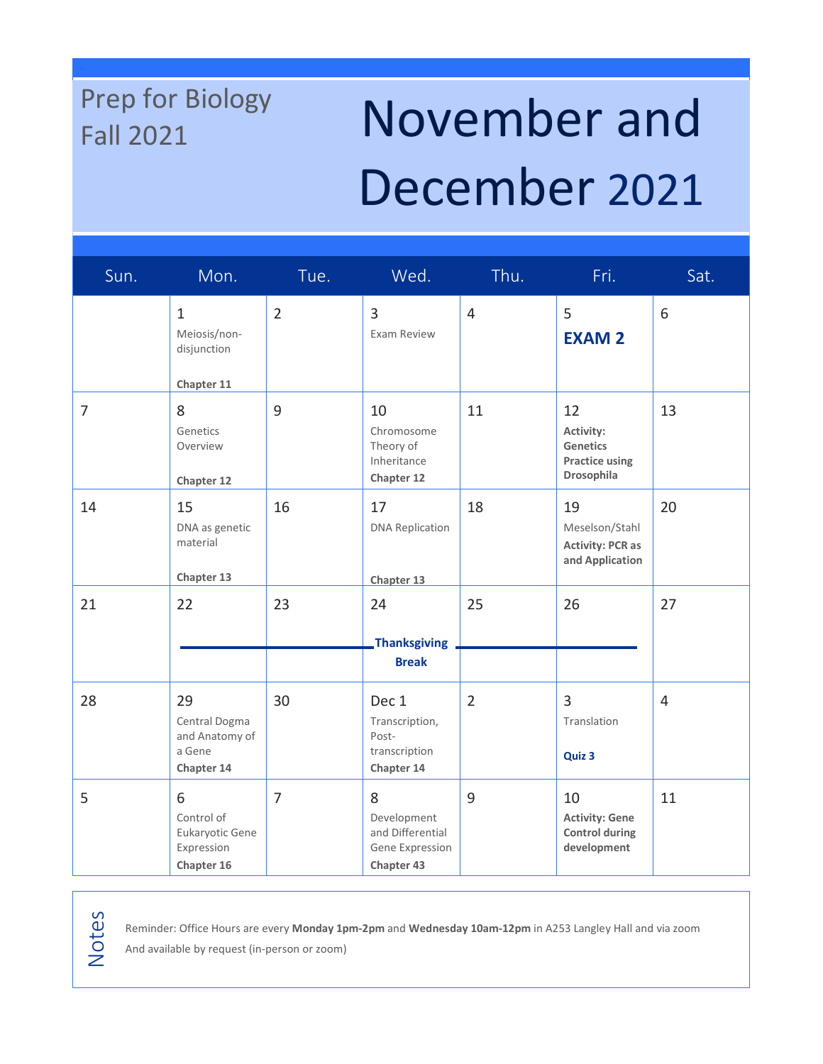Prep for Biology
Fall 2021

# November and December 2021

| Sun. | Mon. | Tue. | Wed. | Thu. | Fri. | Sat. |
|---|---|---|---|---|---|---|
| | 1 Meiosis/non-disjunction **Chapter 11** | 2 | 3 Exam Review | 4 | 5 **EXAM 2** | 6 |
| 7 | 8 Genetics Overview **Chapter 12** | 9 | 10 Chromosome Theory of Inheritance **Chapter 12** | 11 | 12 **Activity: Genetics Practice using Drosophila** | 13 |
| 14 | 15 DNA as genetic material **Chapter 13** | 16 | 17 DNA Replication **Chapter 13** | 18 | 19 Meselson/Stahl **Activity: PCR as and Application** | 20 |
| 21 | 22 | 23 | 24 **Thanksgiving Break** | 25 | 26 | 27 |
| 28 | 29 Central Dogma and Anatomy of a Gene **Chapter 14** | 30 | Dec 1 Transcription, Post-transcription **Chapter 14** | 2 | 3 Translation **Quiz 3** | 4 |
| 5 | 6 Control of Eukaryotic Gene Expression **Chapter 16** | 7 | 8 Development and Differential Gene Expression **Chapter 43** | 9 | 10 **Activity: Gene Control during development** | 11 |

**Notes**

Reminder: Office Hours are every **Monday 1pm-2pm** and **Wednesday 10am-12pm** in A253 Langley Hall and via zoom
And available by request (in-person or zoom)